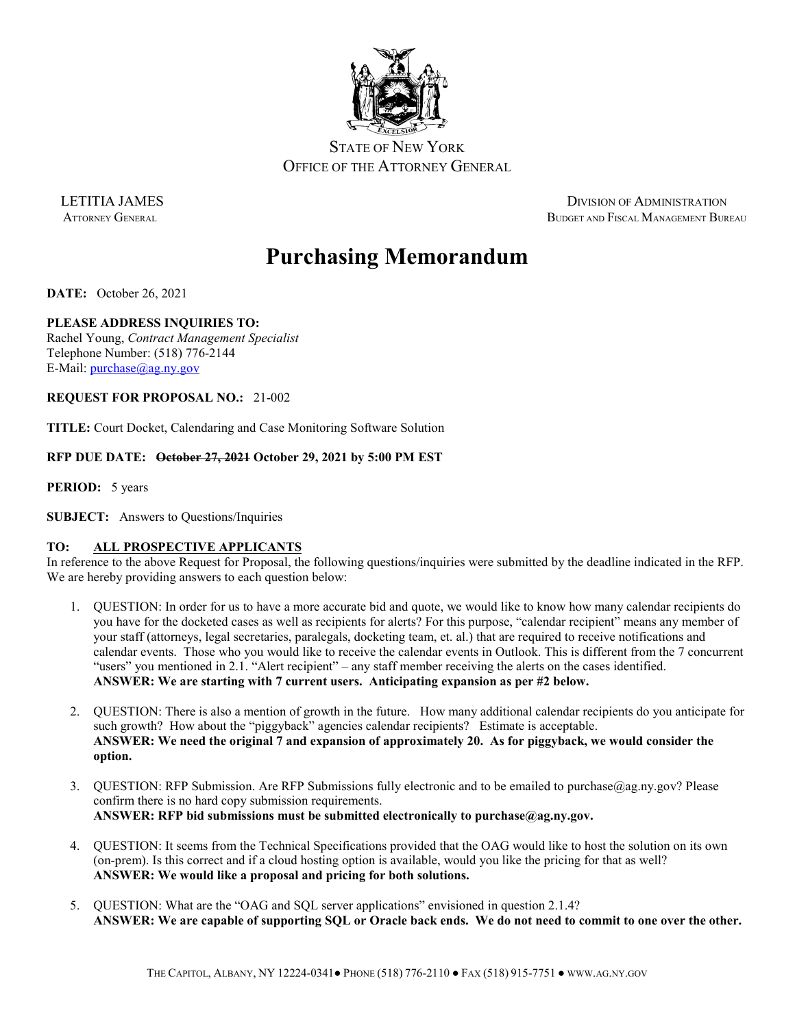State of New York
Office of the Attorney General

LETITIA JAMES
Attorney General

Division of Administration
Budget and Fiscal Management Bureau

# Purchasing Memorandum

**DATE:** October 26, 2021

**PLEASE ADDRESS INQUIRIES TO:**
Rachel Young, *Contract Management Specialist*
Telephone Number: (518) 776-2144
E-Mail: purchase@ag.ny.gov

**REQUEST FOR PROPOSAL NO.:** 21-002

**TITLE:** Court Docket, Calendaring and Case Monitoring Software Solution

**RFP DUE DATE:** ~~October 27, 2021~~ **October 29, 2021 by 5:00 PM EST**

**PERIOD:** 5 years

**SUBJECT:** Answers to Questions/Inquiries

**TO: ALL PROSPECTIVE APPLICANTS**

In reference to the above Request for Proposal, the following questions/inquiries were submitted by the deadline indicated in the RFP. We are hereby providing answers to each question below:

1. QUESTION: In order for us to have a more accurate bid and quote, we would like to know how many calendar recipients do you have for the docketed cases as well as recipients for alerts? For this purpose, "calendar recipient" means any member of your staff (attorneys, legal secretaries, paralegals, docketing team, et. al.) that are required to receive notifications and calendar events. Those who you would like to receive the calendar events in Outlook. This is different from the 7 concurrent "users" you mentioned in 2.1. "Alert recipient" – any staff member receiving the alerts on the cases identified.
**ANSWER: We are starting with 7 current users. Anticipating expansion as per #2 below.**

2. QUESTION: There is also a mention of growth in the future. How many additional calendar recipients do you anticipate for such growth? How about the "piggyback" agencies calendar recipients? Estimate is acceptable.
**ANSWER: We need the original 7 and expansion of approximately 20. As for piggyback, we would consider the option.**

3. QUESTION: RFP Submission. Are RFP Submissions fully electronic and to be emailed to purchase@ag.ny.gov? Please confirm there is no hard copy submission requirements.
**ANSWER: RFP bid submissions must be submitted electronically to purchase@ag.ny.gov.**

4. QUESTION: It seems from the Technical Specifications provided that the OAG would like to host the solution on its own (on-prem). Is this correct and if a cloud hosting option is available, would you like the pricing for that as well?
**ANSWER: We would like a proposal and pricing for both solutions.**

5. QUESTION: What are the "OAG and SQL server applications" envisioned in question 2.1.4?
**ANSWER: We are capable of supporting SQL or Oracle back ends. We do not need to commit to one over the other.**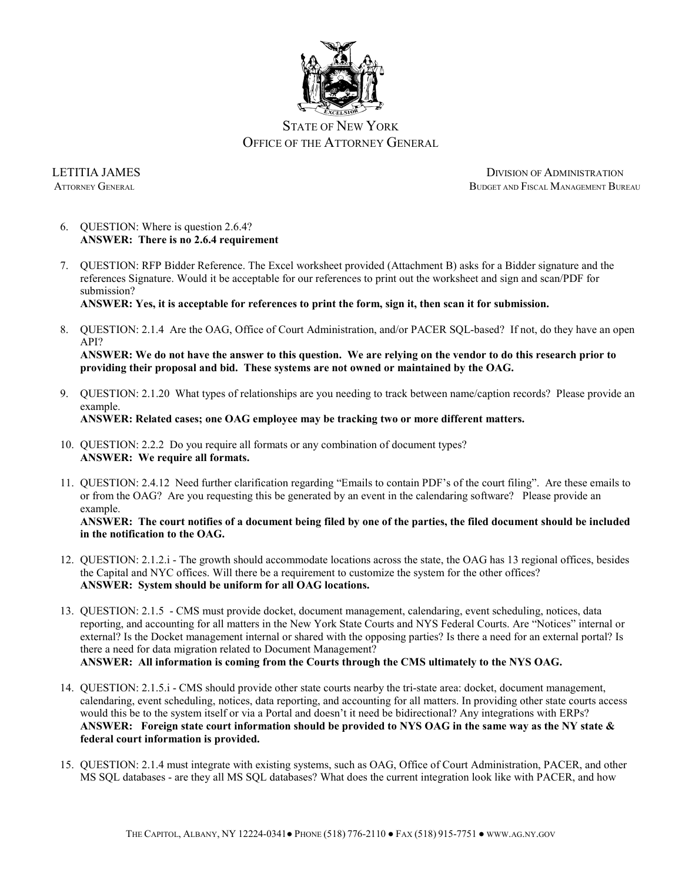STATE OF NEW YORK
OFFICE OF THE ATTORNEY GENERAL

LETITIA JAMES
ATTORNEY GENERAL

DIVISION OF ADMINISTRATION
BUDGET AND FISCAL MANAGEMENT BUREAU

6. QUESTION: Where is question 2.6.4?
   **ANSWER: There is no 2.6.4 requirement**

7. QUESTION: RFP Bidder Reference. The Excel worksheet provided (Attachment B) asks for a Bidder signature and the references Signature. Would it be acceptable for our references to print out the worksheet and sign and scan/PDF for submission?
   **ANSWER: Yes, it is acceptable for references to print the form, sign it, then scan it for submission.**

8. QUESTION: 2.1.4 Are the OAG, Office of Court Administration, and/or PACER SQL-based? If not, do they have an open API?
   **ANSWER: We do not have the answer to this question. We are relying on the vendor to do this research prior to providing their proposal and bid. These systems are not owned or maintained by the OAG.**

9. QUESTION: 2.1.20 What types of relationships are you needing to track between name/caption records? Please provide an example.
   **ANSWER: Related cases; one OAG employee may be tracking two or more different matters.**

10. QUESTION: 2.2.2 Do you require all formats or any combination of document types?
    **ANSWER: We require all formats.**

11. QUESTION: 2.4.12 Need further clarification regarding "Emails to contain PDF's of the court filing". Are these emails to or from the OAG? Are you requesting this be generated by an event in the calendaring software? Please provide an example.
    **ANSWER: The court notifies of a document being filed by one of the parties, the filed document should be included in the notification to the OAG.**

12. QUESTION: 2.1.2.i - The growth should accommodate locations across the state, the OAG has 13 regional offices, besides the Capital and NYC offices. Will there be a requirement to customize the system for the other offices?
    **ANSWER: System should be uniform for all OAG locations.**

13. QUESTION: 2.1.5 - CMS must provide docket, document management, calendaring, event scheduling, notices, data reporting, and accounting for all matters in the New York State Courts and NYS Federal Courts. Are "Notices" internal or external? Is the Docket management internal or shared with the opposing parties? Is there a need for an external portal? Is there a need for data migration related to Document Management?
    **ANSWER: All information is coming from the Courts through the CMS ultimately to the NYS OAG.**

14. QUESTION: 2.1.5.i - CMS should provide other state courts nearby the tri-state area: docket, document management, calendaring, event scheduling, notices, data reporting, and accounting for all matters. In providing other state courts access would this be to the system itself or via a Portal and doesn't it need be bidirectional? Any integrations with ERPs?
    **ANSWER: Foreign state court information should be provided to NYS OAG in the same way as the NY state & federal court information is provided.**

15. QUESTION: 2.1.4 must integrate with existing systems, such as OAG, Office of Court Administration, PACER, and other MS SQL databases - are they all MS SQL databases? What does the current integration look like with PACER, and how

THE CAPITOL, ALBANY, NY 12224-0341 ● PHONE (518) 776-2110 ● FAX (518) 915-7751 ● WWW.AG.NY.GOV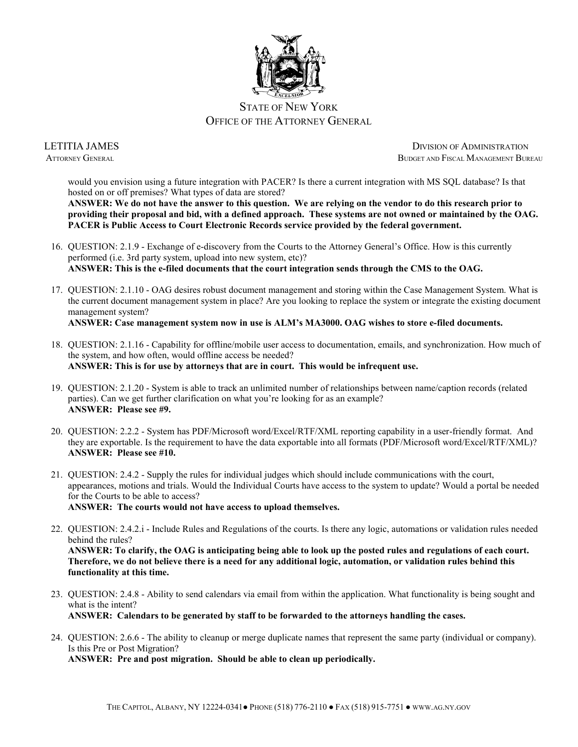would you envision using a future integration with PACER? Is there a current integration with MS SQL database? Is that hosted on or off premises? What types of data are stored?
**ANSWER: We do not have the answer to this question. We are relying on the vendor to do this research prior to providing their proposal and bid, with a defined approach. These systems are not owned or maintained by the OAG. PACER is Public Access to Court Electronic Records service provided by the federal government.**

16. QUESTION: 2.1.9 - Exchange of e-discovery from the Courts to the Attorney General's Office. How is this currently performed (i.e. 3rd party system, upload into new system, etc)?
**ANSWER: This is the e-filed documents that the court integration sends through the CMS to the OAG.**

17. QUESTION: 2.1.10 - OAG desires robust document management and storing within the Case Management System. What is the current document management system in place? Are you looking to replace the system or integrate the existing document management system?
**ANSWER: Case management system now in use is ALM's MA3000. OAG wishes to store e-filed documents.**

18. QUESTION: 2.1.16 - Capability for offline/mobile user access to documentation, emails, and synchronization. How much of the system, and how often, would offline access be needed?
**ANSWER: This is for use by attorneys that are in court. This would be infrequent use.**

19. QUESTION: 2.1.20 - System is able to track an unlimited number of relationships between name/caption records (related parties). Can we get further clarification on what you're looking for as an example?
**ANSWER: Please see #9.**

20. QUESTION: 2.2.2 - System has PDF/Microsoft word/Excel/RTF/XML reporting capability in a user-friendly format. And they are exportable. Is the requirement to have the data exportable into all formats (PDF/Microsoft word/Excel/RTF/XML)?
**ANSWER: Please see #10.**

21. QUESTION: 2.4.2 - Supply the rules for individual judges which should include communications with the court, appearances, motions and trials. Would the Individual Courts have access to the system to update? Would a portal be needed for the Courts to be able to access?
**ANSWER: The courts would not have access to upload themselves.**

22. QUESTION: 2.4.2.i - Include Rules and Regulations of the courts. Is there any logic, automations or validation rules needed behind the rules?
**ANSWER: To clarify, the OAG is anticipating being able to look up the posted rules and regulations of each court. Therefore, we do not believe there is a need for any additional logic, automation, or validation rules behind this functionality at this time.**

23. QUESTION: 2.4.8 - Ability to send calendars via email from within the application. What functionality is being sought and what is the intent?
**ANSWER: Calendars to be generated by staff to be forwarded to the attorneys handling the cases.**

24. QUESTION: 2.6.6 - The ability to cleanup or merge duplicate names that represent the same party (individual or company). Is this Pre or Post Migration?
**ANSWER: Pre and post migration. Should be able to clean up periodically.**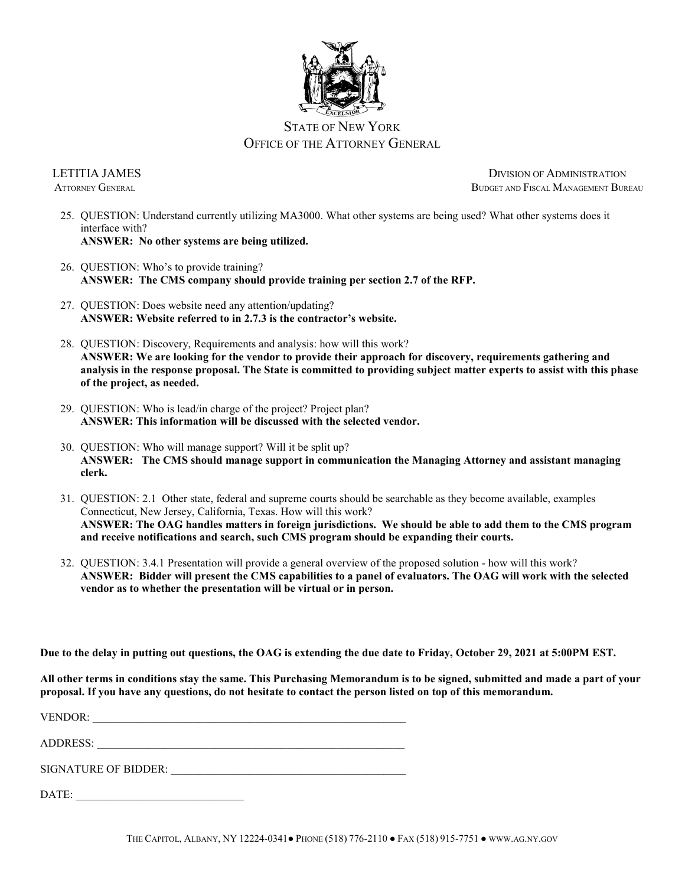STATE OF NEW YORK
OFFICE OF THE ATTORNEY GENERAL

LETITIA JAMES
ATTORNEY GENERAL

DIVISION OF ADMINISTRATION
BUDGET AND FISCAL MANAGEMENT BUREAU

25. QUESTION: Understand currently utilizing MA3000. What other systems are being used? What other systems does it interface with?
**ANSWER: No other systems are being utilized.**

26. QUESTION: Who's to provide training?
**ANSWER: The CMS company should provide training per section 2.7 of the RFP.**

27. QUESTION: Does website need any attention/updating?
**ANSWER: Website referred to in 2.7.3 is the contractor's website.**

28. QUESTION: Discovery, Requirements and analysis: how will this work?
**ANSWER: We are looking for the vendor to provide their approach for discovery, requirements gathering and analysis in the response proposal. The State is committed to providing subject matter experts to assist with this phase of the project, as needed.**

29. QUESTION: Who is lead/in charge of the project? Project plan?
**ANSWER: This information will be discussed with the selected vendor.**

30. QUESTION: Who will manage support? Will it be split up?
**ANSWER: The CMS should manage support in communication the Managing Attorney and assistant managing clerk.**

31. QUESTION: 2.1 Other state, federal and supreme courts should be searchable as they become available, examples Connecticut, New Jersey, California, Texas. How will this work?
**ANSWER: The OAG handles matters in foreign jurisdictions. We should be able to add them to the CMS program and receive notifications and search, such CMS program should be expanding their courts.**

32. QUESTION: 3.4.1 Presentation will provide a general overview of the proposed solution - how will this work?
**ANSWER: Bidder will present the CMS capabilities to a panel of evaluators. The OAG will work with the selected vendor as to whether the presentation will be virtual or in person.**

**Due to the delay in putting out questions, the OAG is extending the due date to Friday, October 29, 2021 at 5:00PM EST.**

**All other terms in conditions stay the same. This Purchasing Memorandum is to be signed, submitted and made a part of your proposal. If you have any questions, do not hesitate to contact the person listed on top of this memorandum.**

VENDOR: ___________________________________________________________

ADDRESS: __________________________________________________________

SIGNATURE OF BIDDER: ____________________________________________

DATE: ______________________________

THE CAPITOL, ALBANY, NY 12224-0341 ● PHONE (518) 776-2110 ● FAX (518) 915-7751 ● WWW.AG.NY.GOV